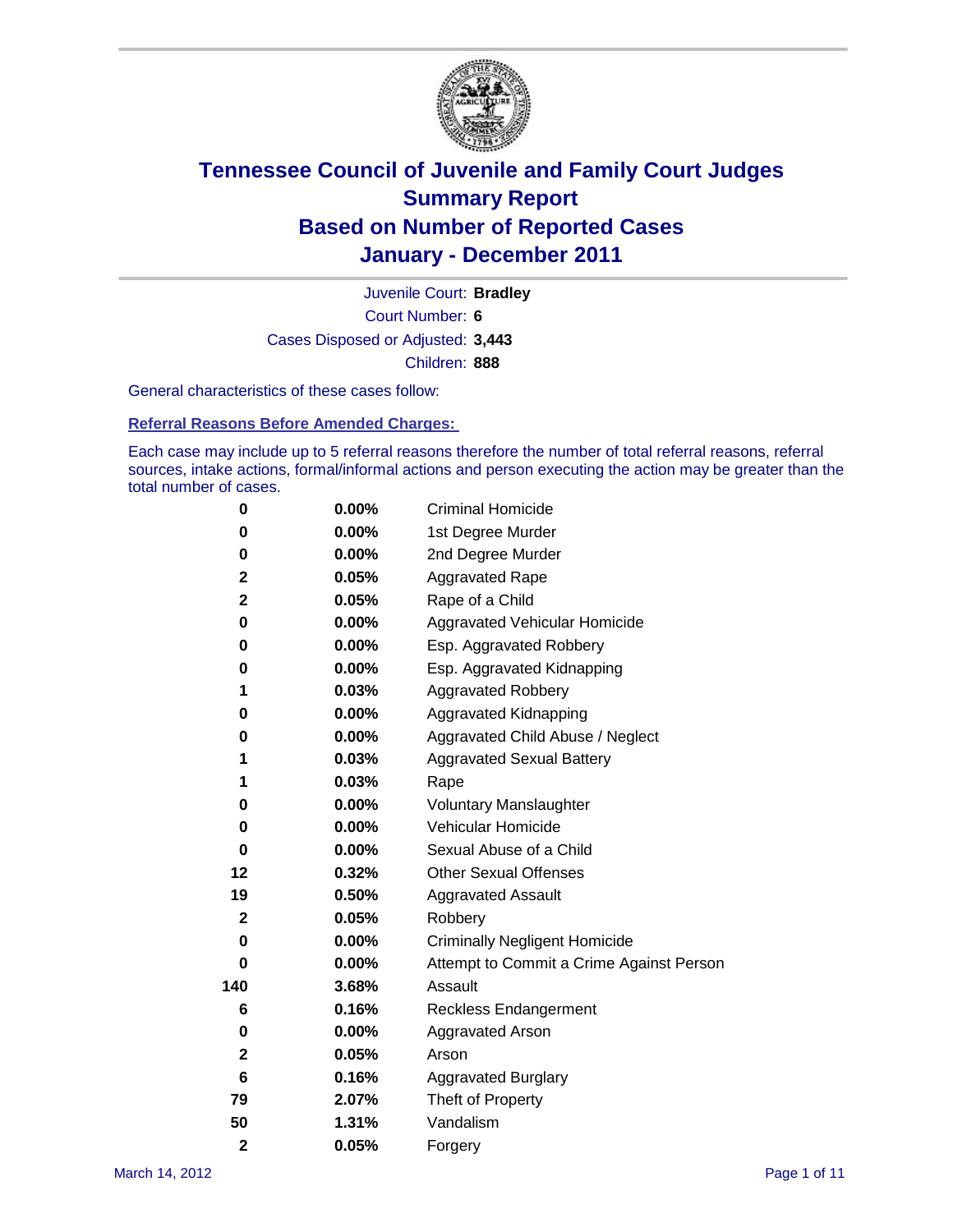# Tennessee Council of Juvenile and Family Court Judges
## Summary Report
## Based on Number of Reported Cases
## January - December 2011

Juvenile Court: **Bradley**

Court Number: **6**

Cases Disposed or Adjusted: **3,443**

Children: **888**

General characteristics of these cases follow:

### Referral Reasons Before Amended Charges:

Each case may include up to 5 referral reasons therefore the number of total referral reasons, referral sources, intake actions, formal/informal actions and person executing the action may be greater than the total number of cases.

| Count | Percent | Referral Reason |
|---|---|---|
| 0 | 0.00% | Criminal Homicide |
| 0 | 0.00% | 1st Degree Murder |
| 0 | 0.00% | 2nd Degree Murder |
| 2 | 0.05% | Aggravated Rape |
| 2 | 0.05% | Rape of a Child |
| 0 | 0.00% | Aggravated Vehicular Homicide |
| 0 | 0.00% | Esp. Aggravated Robbery |
| 0 | 0.00% | Esp. Aggravated Kidnapping |
| 1 | 0.03% | Aggravated Robbery |
| 0 | 0.00% | Aggravated Kidnapping |
| 0 | 0.00% | Aggravated Child Abuse / Neglect |
| 1 | 0.03% | Aggravated Sexual Battery |
| 1 | 0.03% | Rape |
| 0 | 0.00% | Voluntary Manslaughter |
| 0 | 0.00% | Vehicular Homicide |
| 0 | 0.00% | Sexual Abuse of a Child |
| 12 | 0.32% | Other Sexual Offenses |
| 19 | 0.50% | Aggravated Assault |
| 2 | 0.05% | Robbery |
| 0 | 0.00% | Criminally Negligent Homicide |
| 0 | 0.00% | Attempt to Commit a Crime Against Person |
| 140 | 3.68% | Assault |
| 6 | 0.16% | Reckless Endangerment |
| 0 | 0.00% | Aggravated Arson |
| 2 | 0.05% | Arson |
| 6 | 0.16% | Aggravated Burglary |
| 79 | 2.07% | Theft of Property |
| 50 | 1.31% | Vandalism |
| 2 | 0.05% | Forgery |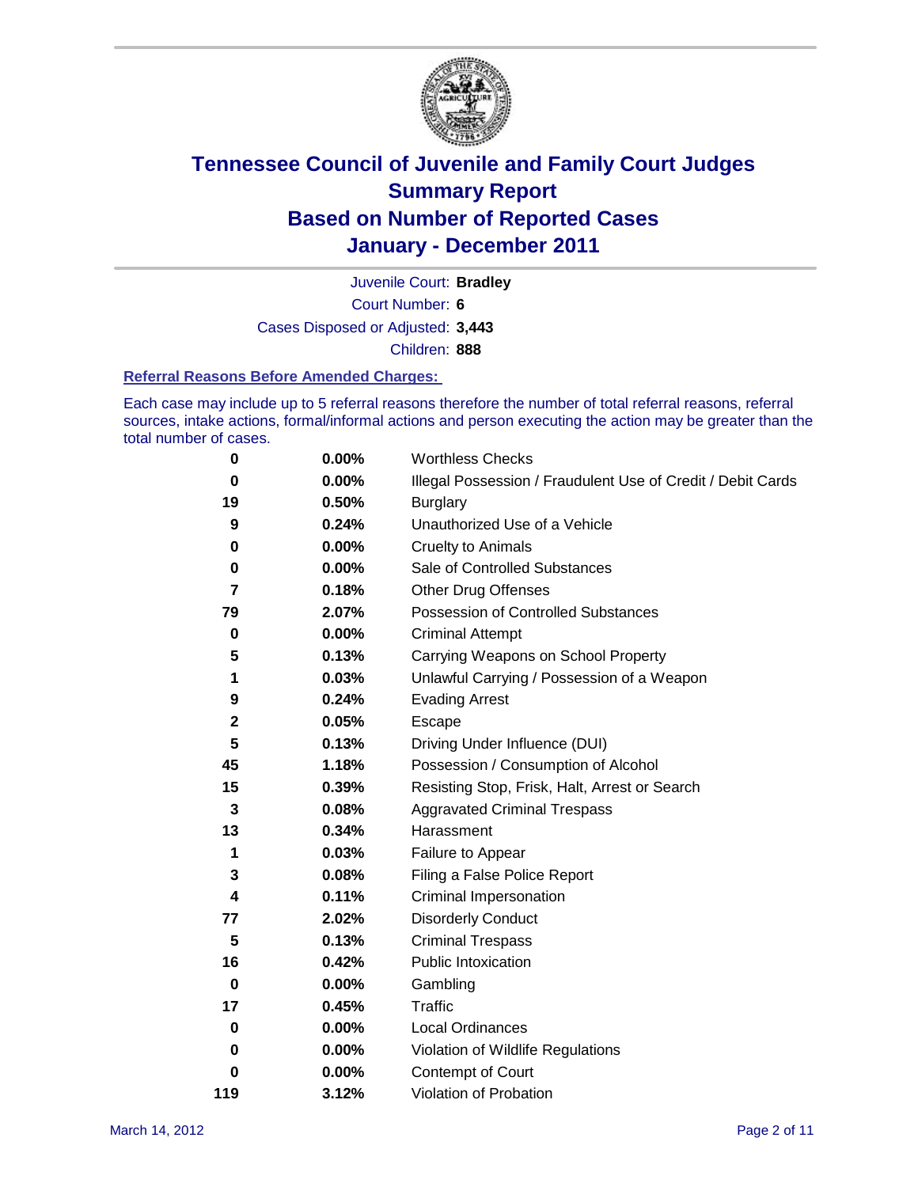# Tennessee Council of Juvenile and Family Court Judges
## Summary Report
## Based on Number of Reported Cases
## January - December 2011

Juvenile Court: **Bradley**

Court Number: **6**

Cases Disposed or Adjusted: **3,443**

Children: **888**

### Referral Reasons Before Amended Charges:

Each case may include up to 5 referral reasons therefore the number of total referral reasons, referral sources, intake actions, formal/informal actions and person executing the action may be greater than the total number of cases.

| Count | Percent | Referral Reason |
|---|---|---|
| 0 | 0.00% | Worthless Checks |
| 0 | 0.00% | Illegal Possession / Fraudulent Use of Credit / Debit Cards |
| 19 | 0.50% | Burglary |
| 9 | 0.24% | Unauthorized Use of a Vehicle |
| 0 | 0.00% | Cruelty to Animals |
| 0 | 0.00% | Sale of Controlled Substances |
| 7 | 0.18% | Other Drug Offenses |
| 79 | 2.07% | Possession of Controlled Substances |
| 0 | 0.00% | Criminal Attempt |
| 5 | 0.13% | Carrying Weapons on School Property |
| 1 | 0.03% | Unlawful Carrying / Possession of a Weapon |
| 9 | 0.24% | Evading Arrest |
| 2 | 0.05% | Escape |
| 5 | 0.13% | Driving Under Influence (DUI) |
| 45 | 1.18% | Possession / Consumption of Alcohol |
| 15 | 0.39% | Resisting Stop, Frisk, Halt, Arrest or Search |
| 3 | 0.08% | Aggravated Criminal Trespass |
| 13 | 0.34% | Harassment |
| 1 | 0.03% | Failure to Appear |
| 3 | 0.08% | Filing a False Police Report |
| 4 | 0.11% | Criminal Impersonation |
| 77 | 2.02% | Disorderly Conduct |
| 5 | 0.13% | Criminal Trespass |
| 16 | 0.42% | Public Intoxication |
| 0 | 0.00% | Gambling |
| 17 | 0.45% | Traffic |
| 0 | 0.00% | Local Ordinances |
| 0 | 0.00% | Violation of Wildlife Regulations |
| 0 | 0.00% | Contempt of Court |
| 119 | 3.12% | Violation of Probation |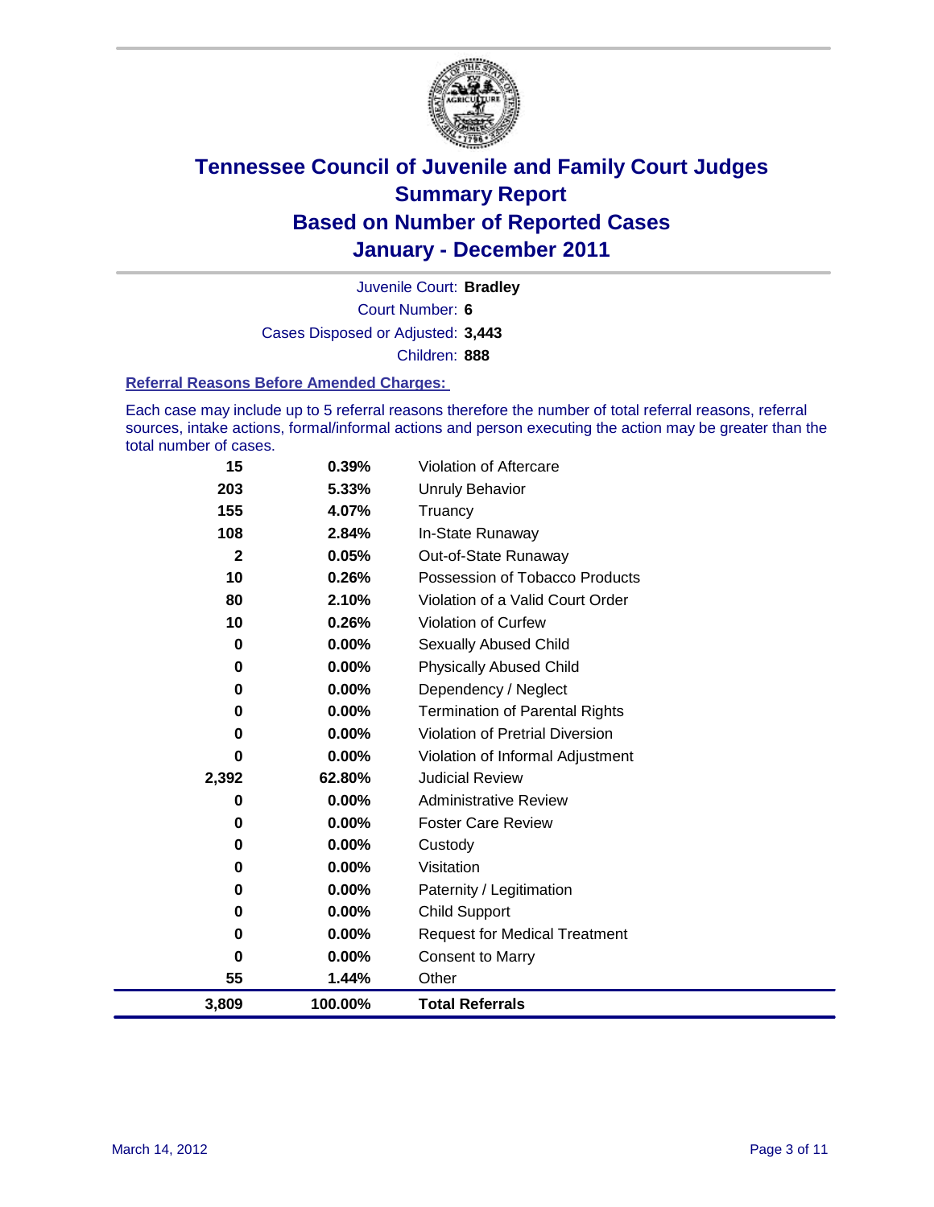# Tennessee Council of Juvenile and Family Court Judges
# Summary Report
# Based on Number of Reported Cases
# January - December 2011

Juvenile Court: **Bradley**

Court Number: **6**

Cases Disposed or Adjusted: **3,443**

Children: **888**

### Referral Reasons Before Amended Charges:

Each case may include up to 5 referral reasons therefore the number of total referral reasons, referral sources, intake actions, formal/informal actions and person executing the action may be greater than the total number of cases.

| Count | Percent | Referral Reason |
|---:|---:|---|
| 15 | 0.39% | Violation of Aftercare |
| 203 | 5.33% | Unruly Behavior |
| 155 | 4.07% | Truancy |
| 108 | 2.84% | In-State Runaway |
| 2 | 0.05% | Out-of-State Runaway |
| 10 | 0.26% | Possession of Tobacco Products |
| 80 | 2.10% | Violation of a Valid Court Order |
| 10 | 0.26% | Violation of Curfew |
| 0 | 0.00% | Sexually Abused Child |
| 0 | 0.00% | Physically Abused Child |
| 0 | 0.00% | Dependency / Neglect |
| 0 | 0.00% | Termination of Parental Rights |
| 0 | 0.00% | Violation of Pretrial Diversion |
| 0 | 0.00% | Violation of Informal Adjustment |
| 2,392 | 62.80% | Judicial Review |
| 0 | 0.00% | Administrative Review |
| 0 | 0.00% | Foster Care Review |
| 0 | 0.00% | Custody |
| 0 | 0.00% | Visitation |
| 0 | 0.00% | Paternity / Legitimation |
| 0 | 0.00% | Child Support |
| 0 | 0.00% | Request for Medical Treatment |
| 0 | 0.00% | Consent to Marry |
| 55 | 1.44% | Other |
| **3,809** | **100.00%** | **Total Referrals** |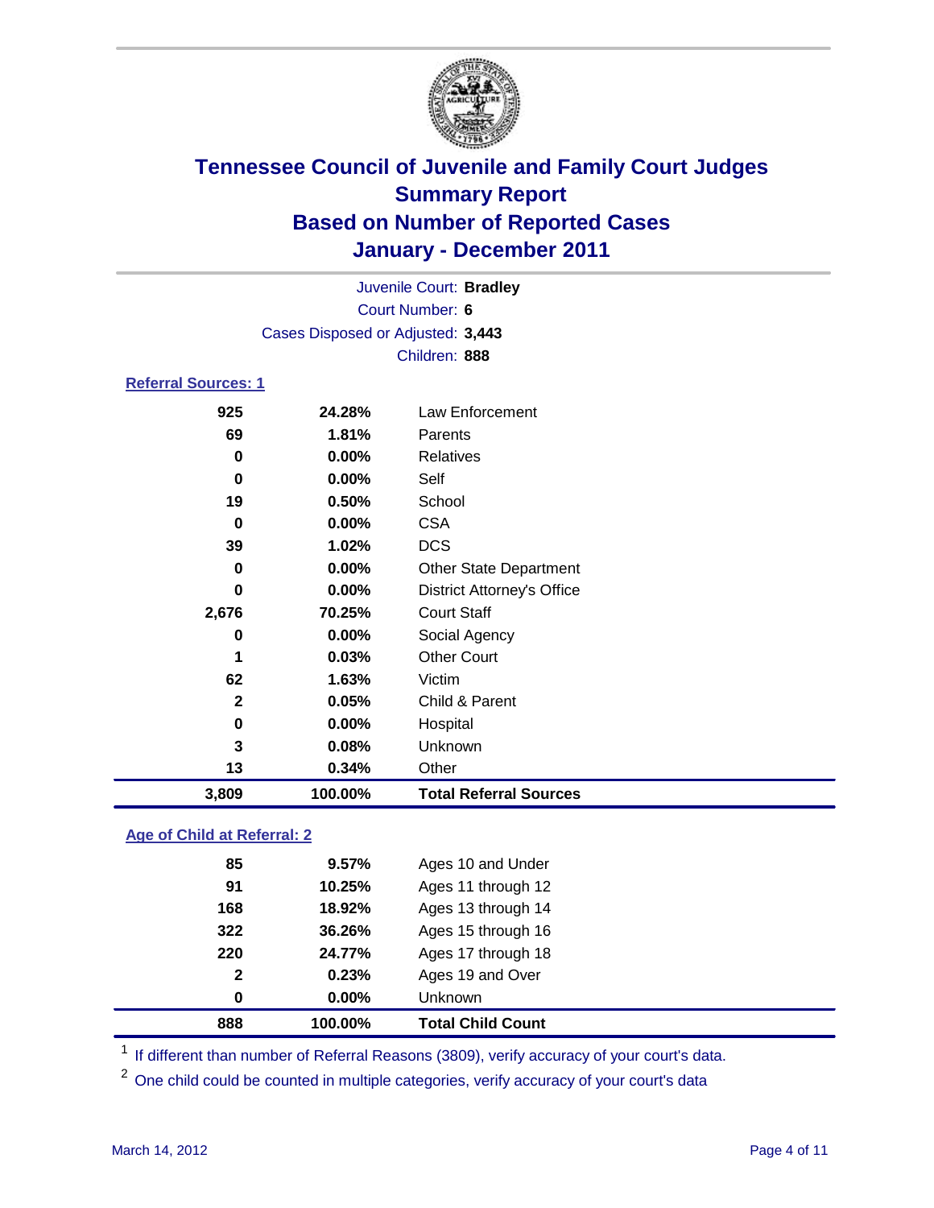# Tennessee Council of Juvenile and Family Court Judges
## Summary Report
## Based on Number of Reported Cases
## January - December 2011

Juvenile Court: **Bradley**
Court Number: **6**
Cases Disposed or Adjusted: **3,443**
Children: **888**

### Referral Sources: 1

| | | |
|---|---|---|
| 925 | 24.28% | Law Enforcement |
| 69 | 1.81% | Parents |
| 0 | 0.00% | Relatives |
| 0 | 0.00% | Self |
| 19 | 0.50% | School |
| 0 | 0.00% | CSA |
| 39 | 1.02% | DCS |
| 0 | 0.00% | Other State Department |
| 0 | 0.00% | District Attorney's Office |
| 2,676 | 70.25% | Court Staff |
| 0 | 0.00% | Social Agency |
| 1 | 0.03% | Other Court |
| 62 | 1.63% | Victim |
| 2 | 0.05% | Child & Parent |
| 0 | 0.00% | Hospital |
| 3 | 0.08% | Unknown |
| 13 | 0.34% | Other |
| **3,809** | **100.00%** | **Total Referral Sources** |

### Age of Child at Referral: 2

| | | |
|---|---|---|
| 85 | 9.57% | Ages 10 and Under |
| 91 | 10.25% | Ages 11 through 12 |
| 168 | 18.92% | Ages 13 through 14 |
| 322 | 36.26% | Ages 15 through 16 |
| 220 | 24.77% | Ages 17 through 18 |
| 2 | 0.23% | Ages 19 and Over |
| 0 | 0.00% | Unknown |
| **888** | **100.00%** | **Total Child Count** |

[1] If different than number of Referral Reasons (3809), verify accuracy of your court's data.

[2] One child could be counted in multiple categories, verify accuracy of your court's data

March 14, 2012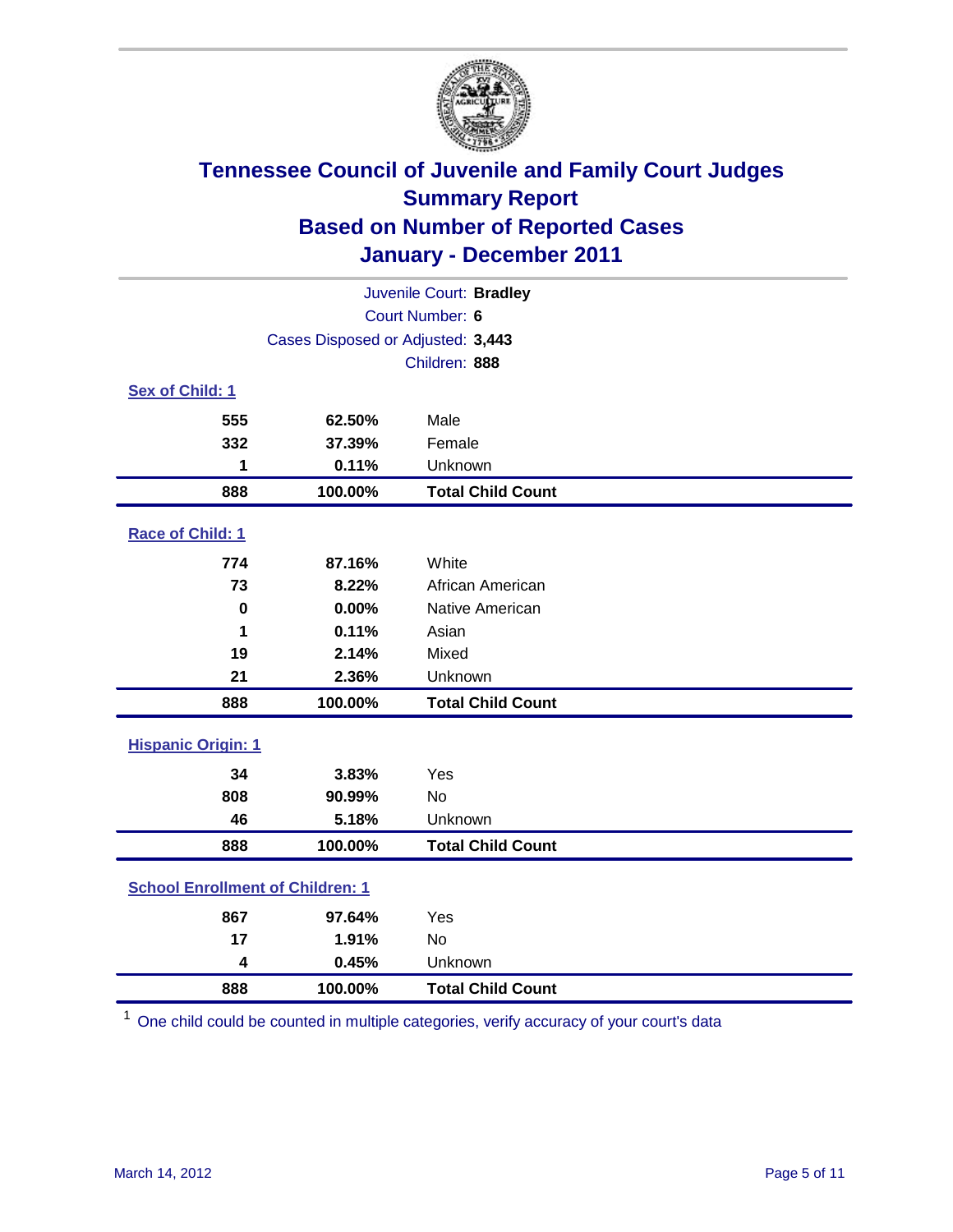# Tennessee Council of Juvenile and Family Court Judges
## Summary Report
## Based on Number of Reported Cases
## January - December 2011

Juvenile Court: **Bradley**
Court Number: **6**
Cases Disposed or Adjusted: **3,443**
Children: **888**

### Sex of Child: 1

| | | |
|---|---|---|
| 555 | 62.50% | Male |
| 332 | 37.39% | Female |
| 1 | 0.11% | Unknown |
| **888** | **100.00%** | **Total Child Count** |

### Race of Child: 1

| | | |
|---|---|---|
| 774 | 87.16% | White |
| 73 | 8.22% | African American |
| 0 | 0.00% | Native American |
| 1 | 0.11% | Asian |
| 19 | 2.14% | Mixed |
| 21 | 2.36% | Unknown |
| **888** | **100.00%** | **Total Child Count** |

### Hispanic Origin: 1

| | | |
|---|---|---|
| 34 | 3.83% | Yes |
| 808 | 90.99% | No |
| 46 | 5.18% | Unknown |
| **888** | **100.00%** | **Total Child Count** |

### School Enrollment of Children: 1

| | | |
|---|---|---|
| 867 | 97.64% | Yes |
| 17 | 1.91% | No |
| 4 | 0.45% | Unknown |
| **888** | **100.00%** | **Total Child Count** |

[1] One child could be counted in multiple categories, verify accuracy of your court's data

March 14, 2012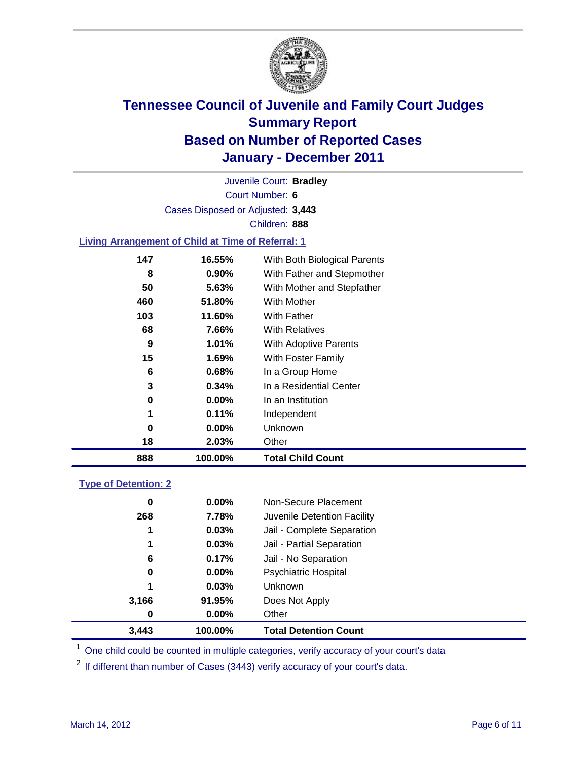# Tennessee Council of Juvenile and Family Court Judges
## Summary Report
## Based on Number of Reported Cases
## January - December 2011

Juvenile Court: **Bradley**

Court Number: **6**

Cases Disposed or Adjusted: **3,443**

Children: **888**

### Living Arrangement of Child at Time of Referral: 1

| Count | Percent | Category |
|---|---|---|
| 147 | 16.55% | With Both Biological Parents |
| 8 | 0.90% | With Father and Stepmother |
| 50 | 5.63% | With Mother and Stepfather |
| 460 | 51.80% | With Mother |
| 103 | 11.60% | With Father |
| 68 | 7.66% | With Relatives |
| 9 | 1.01% | With Adoptive Parents |
| 15 | 1.69% | With Foster Family |
| 6 | 0.68% | In a Group Home |
| 3 | 0.34% | In a Residential Center |
| 0 | 0.00% | In an Institution |
| 1 | 0.11% | Independent |
| 0 | 0.00% | Unknown |
| 18 | 2.03% | Other |
| **888** | **100.00%** | **Total Child Count** |

### Type of Detention: 2

| Count | Percent | Category |
|---|---|---|
| 0 | 0.00% | Non-Secure Placement |
| 268 | 7.78% | Juvenile Detention Facility |
| 1 | 0.03% | Jail - Complete Separation |
| 1 | 0.03% | Jail - Partial Separation |
| 6 | 0.17% | Jail - No Separation |
| 0 | 0.00% | Psychiatric Hospital |
| 1 | 0.03% | Unknown |
| 3,166 | 91.95% | Does Not Apply |
| 0 | 0.00% | Other |
| **3,443** | **100.00%** | **Total Detention Count** |

[1] One child could be counted in multiple categories, verify accuracy of your court's data

[2] If different than number of Cases (3443) verify accuracy of your court's data.

March 14, 2012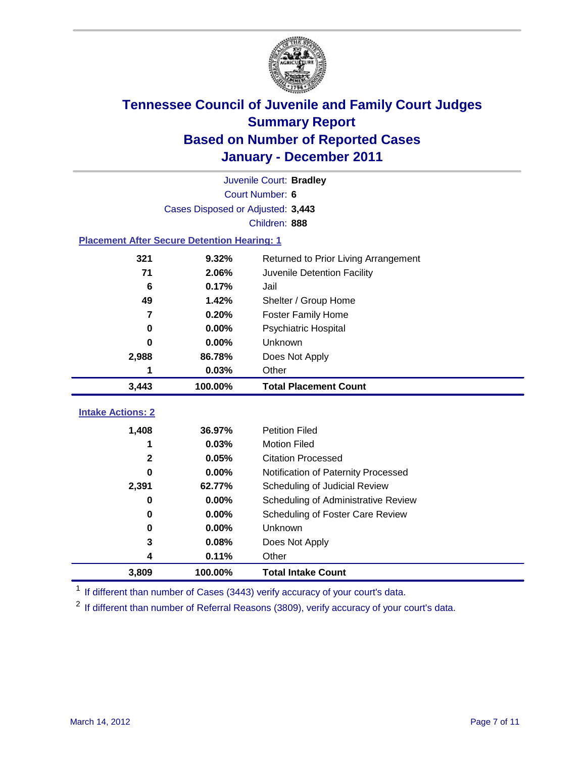# Tennessee Council of Juvenile and Family Court Judges
## Summary Report
## Based on Number of Reported Cases
## January - December 2011

Juvenile Court: **Bradley**
Court Number: **6**
Cases Disposed or Adjusted: **3,443**
Children: **888**

### Placement After Secure Detention Hearing: 1

| | | |
|---|---|---|
| 321 | 9.32% | Returned to Prior Living Arrangement |
| 71 | 2.06% | Juvenile Detention Facility |
| 6 | 0.17% | Jail |
| 49 | 1.42% | Shelter / Group Home |
| 7 | 0.20% | Foster Family Home |
| 0 | 0.00% | Psychiatric Hospital |
| 0 | 0.00% | Unknown |
| 2,988 | 86.78% | Does Not Apply |
| 1 | 0.03% | Other |
| **3,443** | **100.00%** | **Total Placement Count** |

### Intake Actions: 2

| | | |
|---|---|---|
| 1,408 | 36.97% | Petition Filed |
| 1 | 0.03% | Motion Filed |
| 2 | 0.05% | Citation Processed |
| 0 | 0.00% | Notification of Paternity Processed |
| 2,391 | 62.77% | Scheduling of Judicial Review |
| 0 | 0.00% | Scheduling of Administrative Review |
| 0 | 0.00% | Scheduling of Foster Care Review |
| 0 | 0.00% | Unknown |
| 3 | 0.08% | Does Not Apply |
| 4 | 0.11% | Other |
| **3,809** | **100.00%** | **Total Intake Count** |

[1] If different than number of Cases (3443) verify accuracy of your court's data.

[2] If different than number of Referral Reasons (3809), verify accuracy of your court's data.

March 14, 2012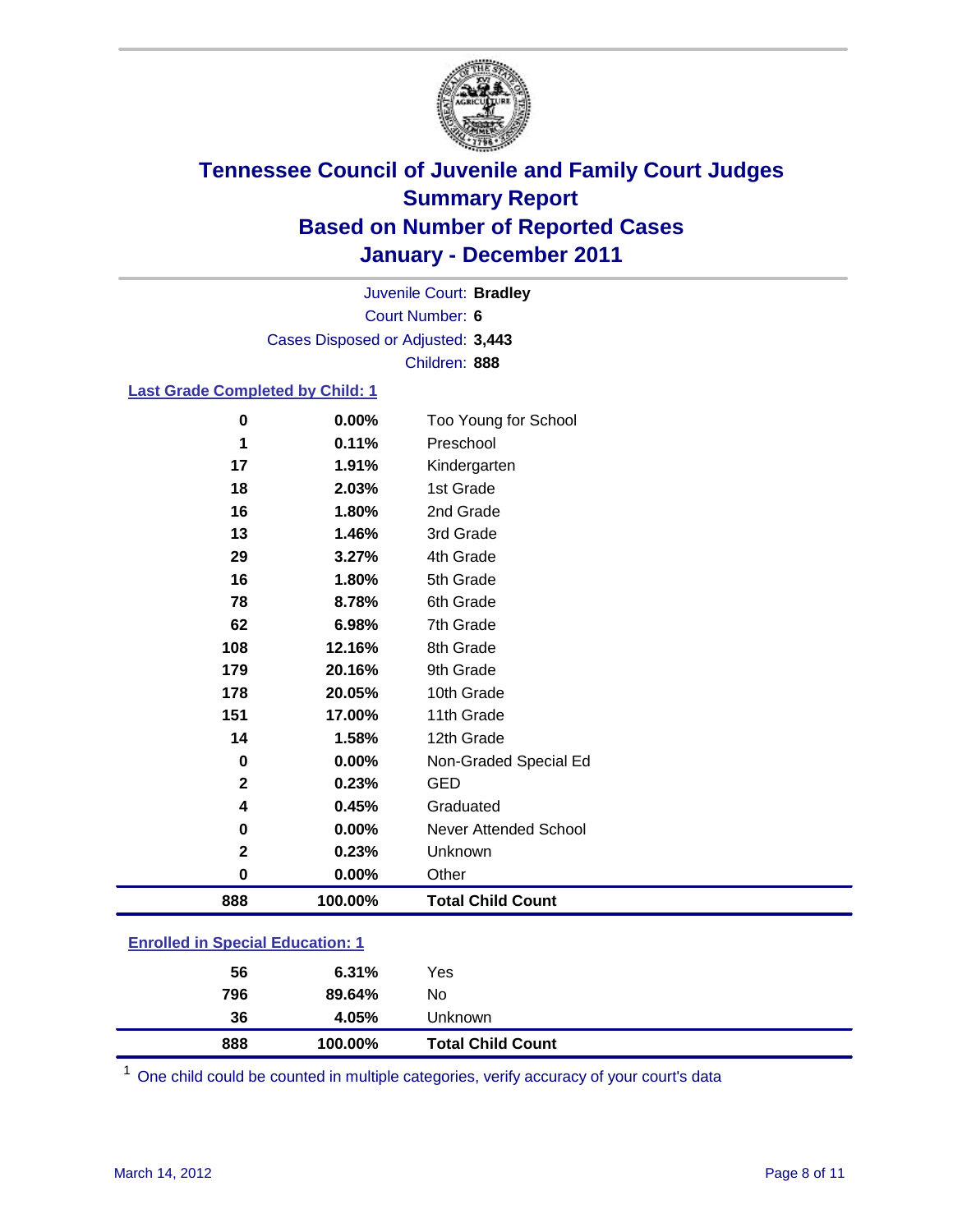# Tennessee Council of Juvenile and Family Court Judges
## Summary Report
## Based on Number of Reported Cases
## January - December 2011

Juvenile Court: **Bradley**

Court Number: **6**

Cases Disposed or Adjusted: **3,443**

Children: **888**

### Last Grade Completed by Child: 1

| | | |
|---|---|---|
| 0 | 0.00% | Too Young for School |
| 1 | 0.11% | Preschool |
| 17 | 1.91% | Kindergarten |
| 18 | 2.03% | 1st Grade |
| 16 | 1.80% | 2nd Grade |
| 13 | 1.46% | 3rd Grade |
| 29 | 3.27% | 4th Grade |
| 16 | 1.80% | 5th Grade |
| 78 | 8.78% | 6th Grade |
| 62 | 6.98% | 7th Grade |
| 108 | 12.16% | 8th Grade |
| 179 | 20.16% | 9th Grade |
| 178 | 20.05% | 10th Grade |
| 151 | 17.00% | 11th Grade |
| 14 | 1.58% | 12th Grade |
| 0 | 0.00% | Non-Graded Special Ed |
| 2 | 0.23% | GED |
| 4 | 0.45% | Graduated |
| 0 | 0.00% | Never Attended School |
| 2 | 0.23% | Unknown |
| 0 | 0.00% | Other |
| **888** | **100.00%** | **Total Child Count** |

### Enrolled in Special Education: 1

| | | |
|---|---|---|
| 56 | 6.31% | Yes |
| 796 | 89.64% | No |
| 36 | 4.05% | Unknown |
| **888** | **100.00%** | **Total Child Count** |

[1] One child could be counted in multiple categories, verify accuracy of your court's data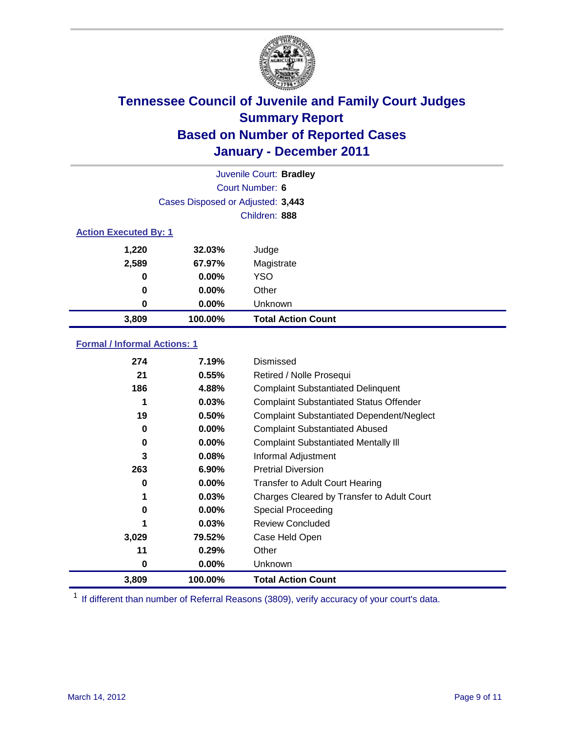# Tennessee Council of Juvenile and Family Court Judges
## Summary Report
## Based on Number of Reported Cases
## January - December 2011

Juvenile Court: **Bradley**
Court Number: **6**
Cases Disposed or Adjusted: **3,443**
Children: **888**

### Action Executed By: 1

| | | |
|---|---|---|
| 1,220 | 32.03% | Judge |
| 2,589 | 67.97% | Magistrate |
| 0 | 0.00% | YSO |
| 0 | 0.00% | Other |
| 0 | 0.00% | Unknown |
| **3,809** | **100.00%** | **Total Action Count** |

### Formal / Informal Actions: 1

| | | |
|---|---|---|
| 274 | 7.19% | Dismissed |
| 21 | 0.55% | Retired / Nolle Prosequi |
| 186 | 4.88% | Complaint Substantiated Delinquent |
| 1 | 0.03% | Complaint Substantiated Status Offender |
| 19 | 0.50% | Complaint Substantiated Dependent/Neglect |
| 0 | 0.00% | Complaint Substantiated Abused |
| 0 | 0.00% | Complaint Substantiated Mentally Ill |
| 3 | 0.08% | Informal Adjustment |
| 263 | 6.90% | Pretrial Diversion |
| 0 | 0.00% | Transfer to Adult Court Hearing |
| 1 | 0.03% | Charges Cleared by Transfer to Adult Court |
| 0 | 0.00% | Special Proceeding |
| 1 | 0.03% | Review Concluded |
| 3,029 | 79.52% | Case Held Open |
| 11 | 0.29% | Other |
| 0 | 0.00% | Unknown |
| **3,809** | **100.00%** | **Total Action Count** |

[1] If different than number of Referral Reasons (3809), verify accuracy of your court's data.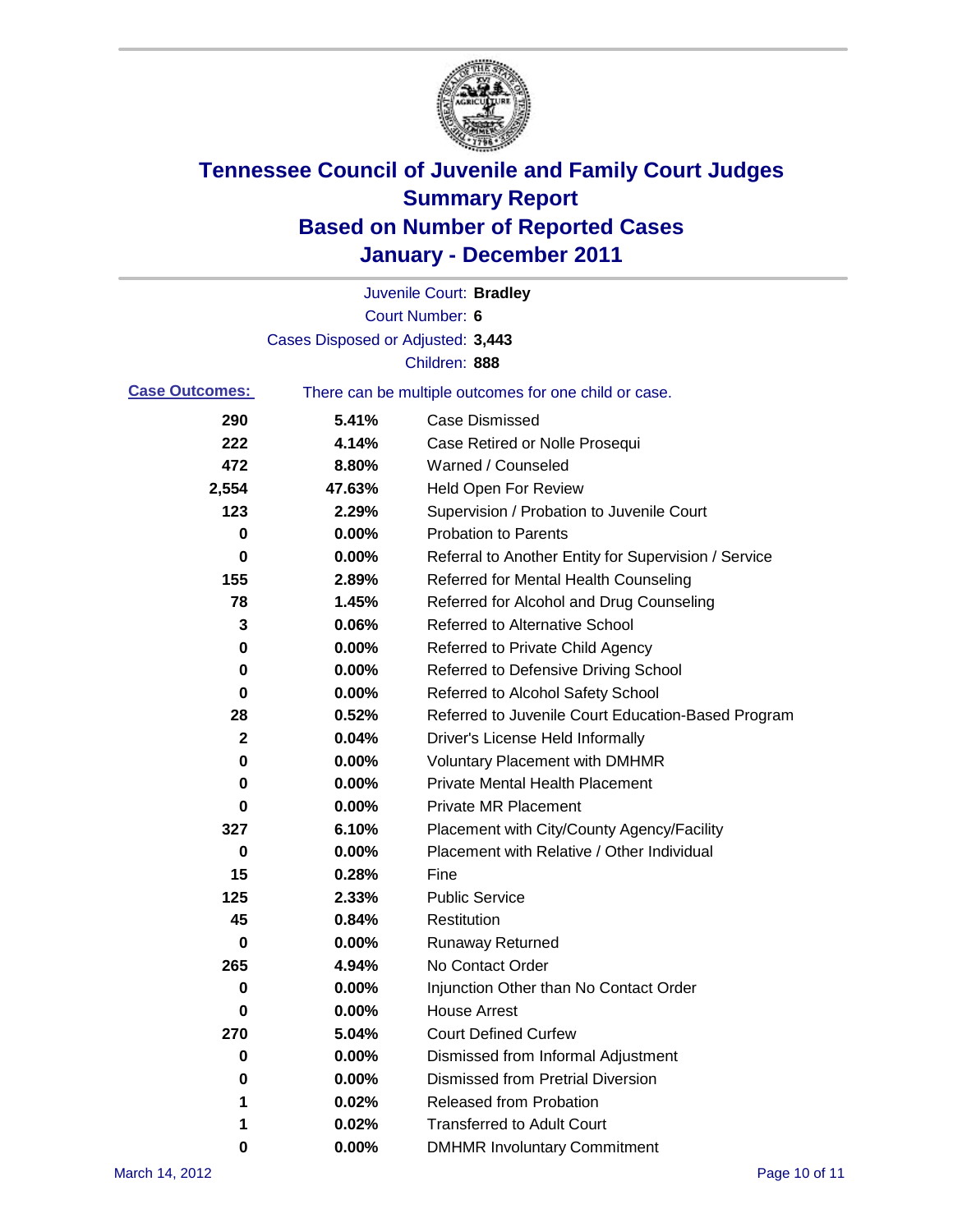# Tennessee Council of Juvenile and Family Court Judges
## Summary Report
## Based on Number of Reported Cases
## January - December 2011

Juvenile Court: **Bradley**

Court Number: **6**

Cases Disposed or Adjusted: **3,443**

Children: **888**

**Case Outcomes:** There can be multiple outcomes for one child or case.

| | | |
|---|---|---|
| 290 | 5.41% | Case Dismissed |
| 222 | 4.14% | Case Retired or Nolle Prosequi |
| 472 | 8.80% | Warned / Counseled |
| 2,554 | 47.63% | Held Open For Review |
| 123 | 2.29% | Supervision / Probation to Juvenile Court |
| 0 | 0.00% | Probation to Parents |
| 0 | 0.00% | Referral to Another Entity for Supervision / Service |
| 155 | 2.89% | Referred for Mental Health Counseling |
| 78 | 1.45% | Referred for Alcohol and Drug Counseling |
| 3 | 0.06% | Referred to Alternative School |
| 0 | 0.00% | Referred to Private Child Agency |
| 0 | 0.00% | Referred to Defensive Driving School |
| 0 | 0.00% | Referred to Alcohol Safety School |
| 28 | 0.52% | Referred to Juvenile Court Education-Based Program |
| 2 | 0.04% | Driver's License Held Informally |
| 0 | 0.00% | Voluntary Placement with DMHMR |
| 0 | 0.00% | Private Mental Health Placement |
| 0 | 0.00% | Private MR Placement |
| 327 | 6.10% | Placement with City/County Agency/Facility |
| 0 | 0.00% | Placement with Relative / Other Individual |
| 15 | 0.28% | Fine |
| 125 | 2.33% | Public Service |
| 45 | 0.84% | Restitution |
| 0 | 0.00% | Runaway Returned |
| 265 | 4.94% | No Contact Order |
| 0 | 0.00% | Injunction Other than No Contact Order |
| 0 | 0.00% | House Arrest |
| 270 | 5.04% | Court Defined Curfew |
| 0 | 0.00% | Dismissed from Informal Adjustment |
| 0 | 0.00% | Dismissed from Pretrial Diversion |
| 1 | 0.02% | Released from Probation |
| 1 | 0.02% | Transferred to Adult Court |
| 0 | 0.00% | DMHMR Involuntary Commitment |

March 14, 2012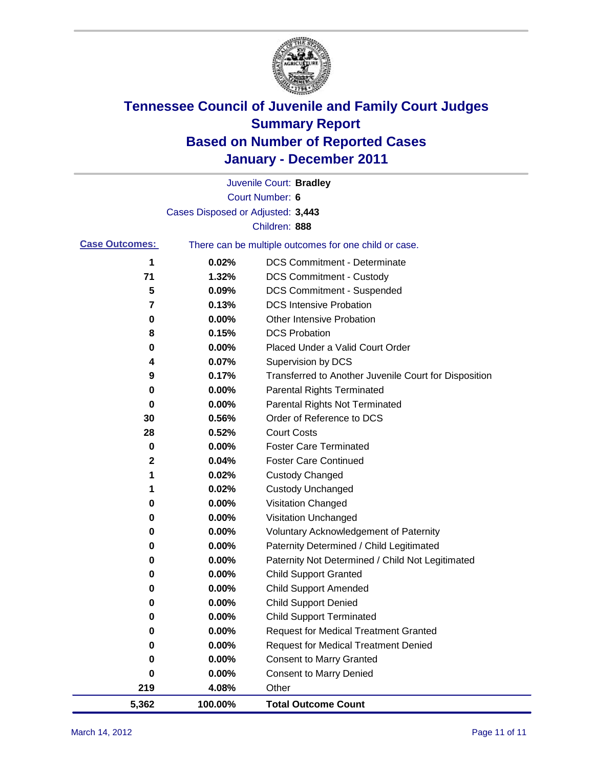# Tennessee Council of Juvenile and Family Court Judges
## Summary Report
## Based on Number of Reported Cases
## January - December 2011

Juvenile Court: **Bradley**

Court Number: **6**

Cases Disposed or Adjusted: **3,443**

Children: **888**

**Case Outcomes:** There can be multiple outcomes for one child or case.

| | | |
|---|---|---|
| 1 | 0.02% | DCS Commitment - Determinate |
| 71 | 1.32% | DCS Commitment - Custody |
| 5 | 0.09% | DCS Commitment - Suspended |
| 7 | 0.13% | DCS Intensive Probation |
| 0 | 0.00% | Other Intensive Probation |
| 8 | 0.15% | DCS Probation |
| 0 | 0.00% | Placed Under a Valid Court Order |
| 4 | 0.07% | Supervision by DCS |
| 9 | 0.17% | Transferred to Another Juvenile Court for Disposition |
| 0 | 0.00% | Parental Rights Terminated |
| 0 | 0.00% | Parental Rights Not Terminated |
| 30 | 0.56% | Order of Reference to DCS |
| 28 | 0.52% | Court Costs |
| 0 | 0.00% | Foster Care Terminated |
| 2 | 0.04% | Foster Care Continued |
| 1 | 0.02% | Custody Changed |
| 1 | 0.02% | Custody Unchanged |
| 0 | 0.00% | Visitation Changed |
| 0 | 0.00% | Visitation Unchanged |
| 0 | 0.00% | Voluntary Acknowledgement of Paternity |
| 0 | 0.00% | Paternity Determined / Child Legitimated |
| 0 | 0.00% | Paternity Not Determined / Child Not Legitimated |
| 0 | 0.00% | Child Support Granted |
| 0 | 0.00% | Child Support Amended |
| 0 | 0.00% | Child Support Denied |
| 0 | 0.00% | Child Support Terminated |
| 0 | 0.00% | Request for Medical Treatment Granted |
| 0 | 0.00% | Request for Medical Treatment Denied |
| 0 | 0.00% | Consent to Marry Granted |
| 0 | 0.00% | Consent to Marry Denied |
| 219 | 4.08% | Other |
| **5,362** | **100.00%** | **Total Outcome Count** |

March 14, 2012